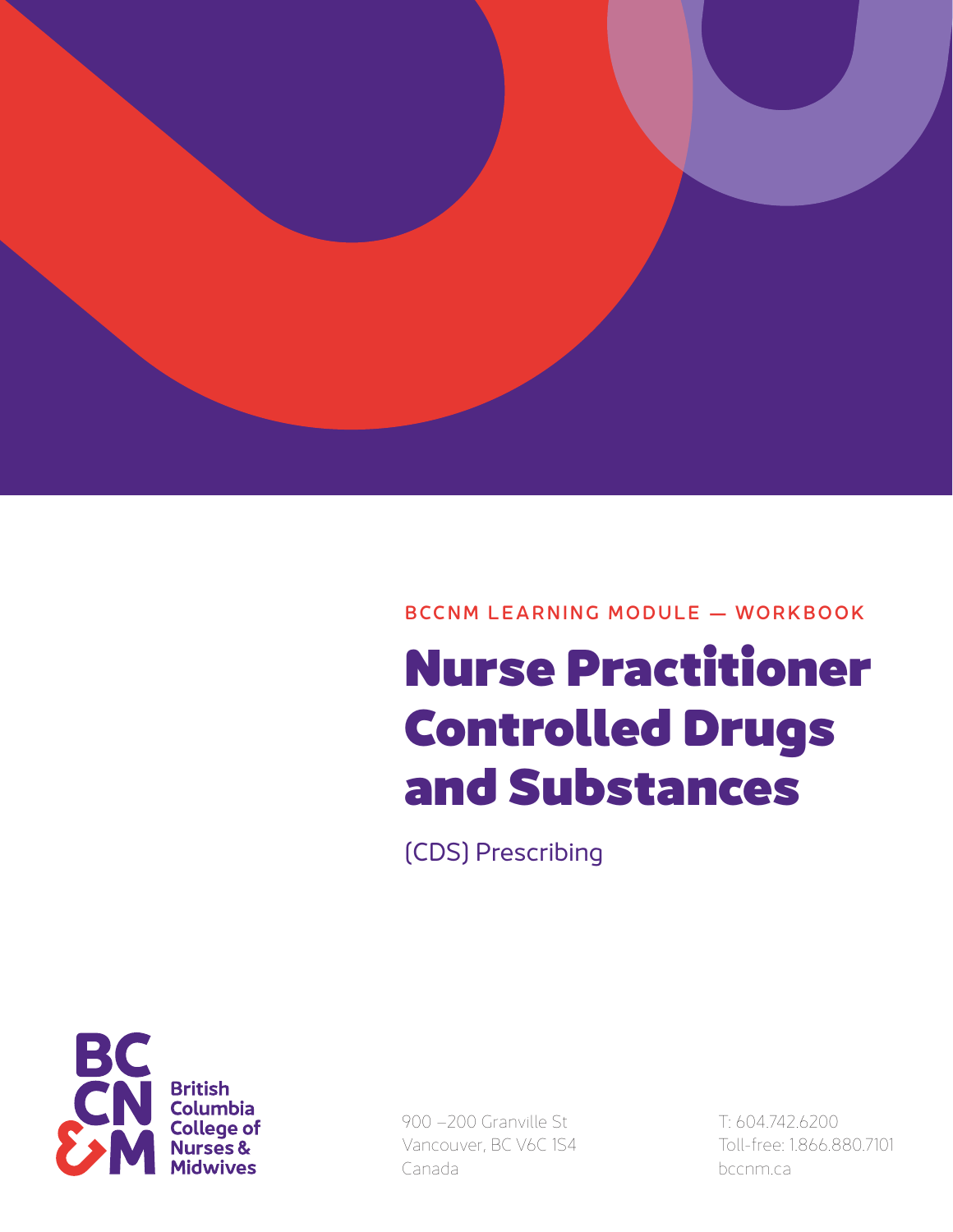BCCNM LEARNING MODULE — WORKBOOK

# Nurse Practitioner Controlled Drugs and Substances

(CDS) Prescribing

British Columbia College of Nurses & Midwives

900 – 200 Granville St
Vancouver, BC V6C 1S4
Canada

T: 604.742.6200
Toll-free: 1.866.880.7101
bccnm.ca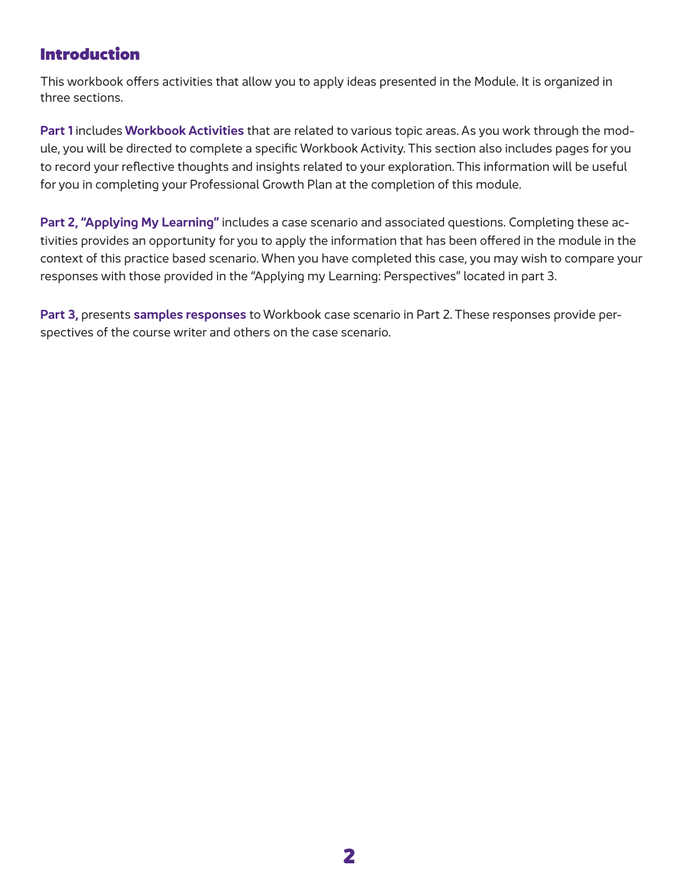## Introduction

This workbook offers activities that allow you to apply ideas presented in the Module. It is organized in three sections.

**Part 1** includes **Workbook Activities** that are related to various topic areas. As you work through the module, you will be directed to complete a specific Workbook Activity. This section also includes pages for you to record your reflective thoughts and insights related to your exploration. This information will be useful for you in completing your Professional Growth Plan at the completion of this module.

**Part 2, "Applying My Learning"** includes a case scenario and associated questions. Completing these activities provides an opportunity for you to apply the information that has been offered in the module in the context of this practice based scenario. When you have completed this case, you may wish to compare your responses with those provided in the "Applying my Learning: Perspectives" located in part 3.

**Part 3,** presents **samples responses** to Workbook case scenario in Part 2. These responses provide perspectives of the course writer and others on the case scenario.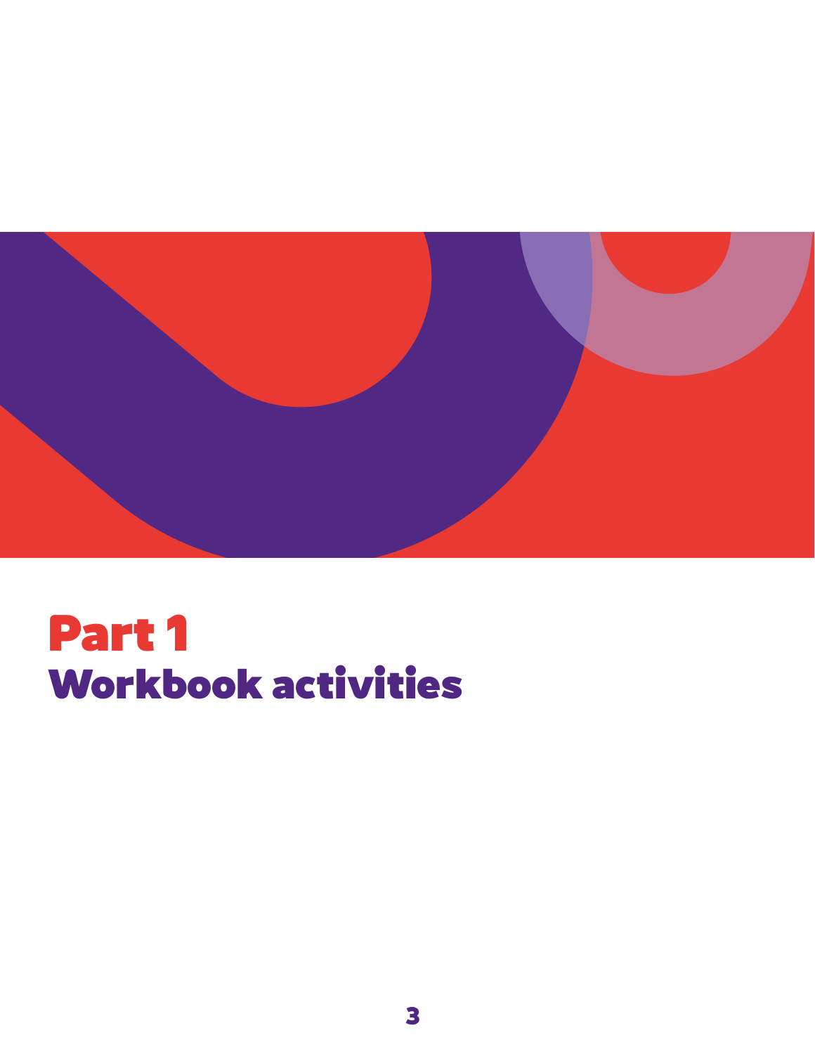# Part 1
## Workbook activities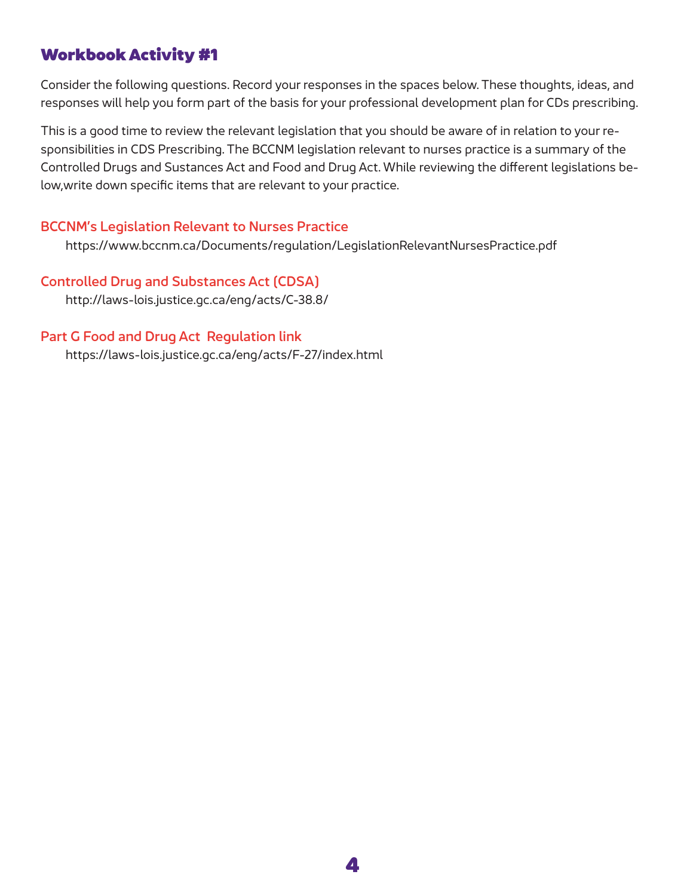## Workbook Activity #1

Consider the following questions. Record your responses in the spaces below. These thoughts, ideas, and responses will help you form part of the basis for your professional development plan for CDs prescribing.

This is a good time to review the relevant legislation that you should be aware of in relation to your responsibilities in CDS Prescribing. The BCCNM legislation relevant to nurses practice is a summary of the Controlled Drugs and Sustances Act and Food and Drug Act. While reviewing the different legislations below,write down specific items that are relevant to your practice.

### BCCNM's Legislation Relevant to Nurses Practice

https://www.bccnm.ca/Documents/regulation/LegislationRelevantNursesPractice.pdf

### Controlled Drug and Substances Act (CDSA)

http://laws-lois.justice.gc.ca/eng/acts/C-38.8/

### Part G Food and Drug Act Regulation link

https://laws-lois.justice.gc.ca/eng/acts/F-27/index.html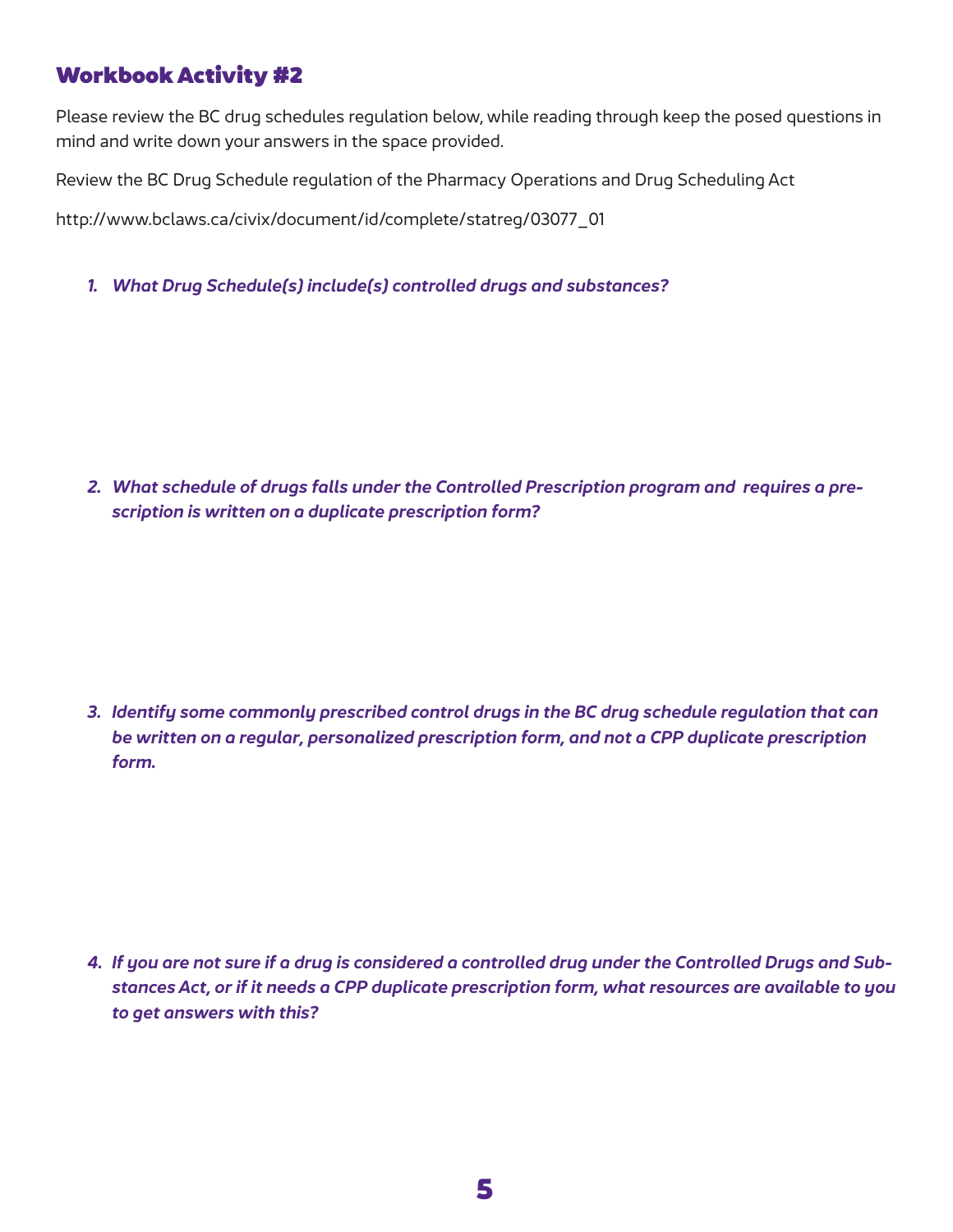## Workbook Activity #2

Please review the BC drug schedules regulation below, while reading through keep the posed questions in mind and write down your answers in the space provided.

Review the BC Drug Schedule regulation of the Pharmacy Operations and Drug Scheduling Act

http://www.bclaws.ca/civix/document/id/complete/statreg/03077_01

1. ***What Drug Schedule(s) include(s) controlled drugs and substances?***

2. ***What schedule of drugs falls under the Controlled Prescription program and requires a prescription is written on a duplicate prescription form?***

3. ***Identify some commonly prescribed control drugs in the BC drug schedule regulation that can be written on a regular, personalized prescription form, and not a CPP duplicate prescription form.***

4. ***If you are not sure if a drug is considered a controlled drug under the Controlled Drugs and Substances Act, or if it needs a CPP duplicate prescription form, what resources are available to you to get answers with this?***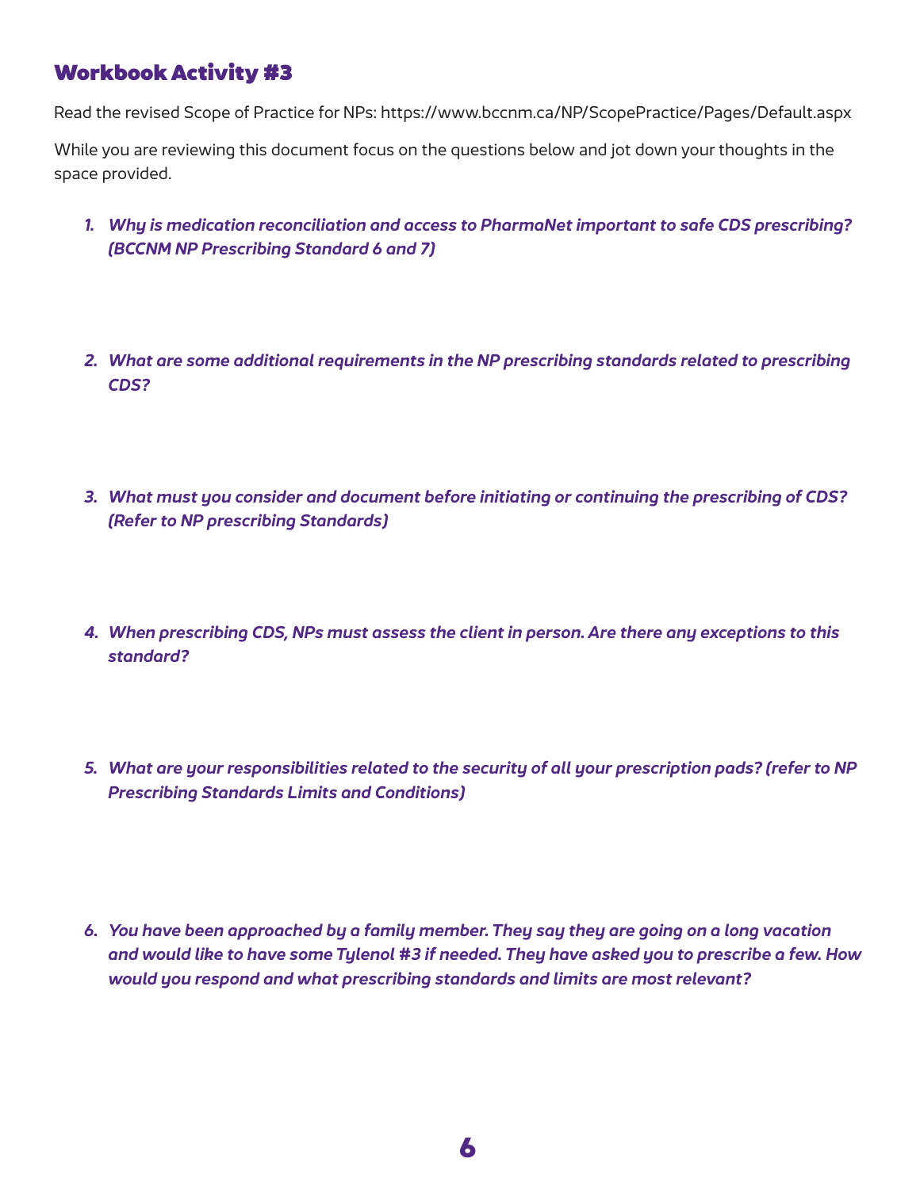## Workbook Activity #3

Read the revised Scope of Practice for NPs: https://www.bccnm.ca/NP/ScopePractice/Pages/Default.aspx

While you are reviewing this document focus on the questions below and jot down your thoughts in the space provided.

1. ***Why is medication reconciliation and access to PharmaNet important to safe CDS prescribing? (BCCNM NP Prescribing Standard 6 and 7)***

2. ***What are some additional requirements in the NP prescribing standards related to prescribing CDS?***

3. ***What must you consider and document before initiating or continuing the prescribing of CDS? (Refer to NP prescribing Standards)***

4. ***When prescribing CDS, NPs must assess the client in person. Are there any exceptions to this standard?***

5. ***What are your responsibilities related to the security of all your prescription pads? (refer to NP Prescribing Standards Limits and Conditions)***

6. ***You have been approached by a family member. They say they are going on a long vacation and would like to have some Tylenol #3 if needed. They have asked you to prescribe a few. How would you respond and what prescribing standards and limits are most relevant?***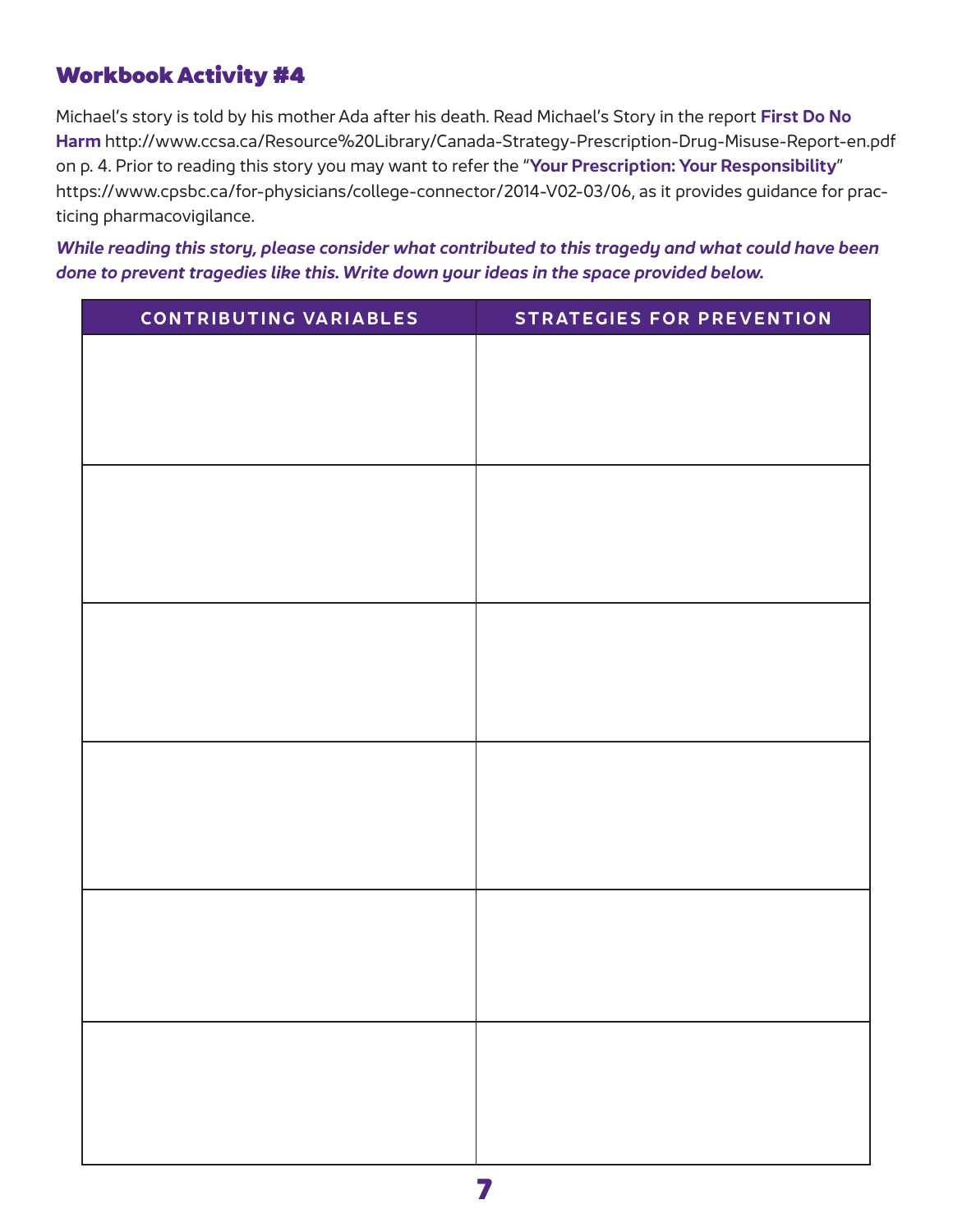## Workbook Activity #4

Michael's story is told by his mother Ada after his death. Read Michael's Story in the report **First Do No Harm** http://www.ccsa.ca/Resource%20Library/Canada-Strategy-Prescription-Drug-Misuse-Report-en.pdf on p. 4. Prior to reading this story you may want to refer the "**Your Prescription: Your Responsibility**" https://www.cpsbc.ca/for-physicians/college-connector/2014-V02-03/06, as it provides guidance for practicing pharmacovigilance.

***While reading this story, please consider what contributed to this tragedy and what could have been done to prevent tragedies like this. Write down your ideas in the space provided below.***

| CONTRIBUTING VARIABLES | STRATEGIES FOR PREVENTION |
|---|---|
| | |
| | |
| | |
| | |
| | |
| | |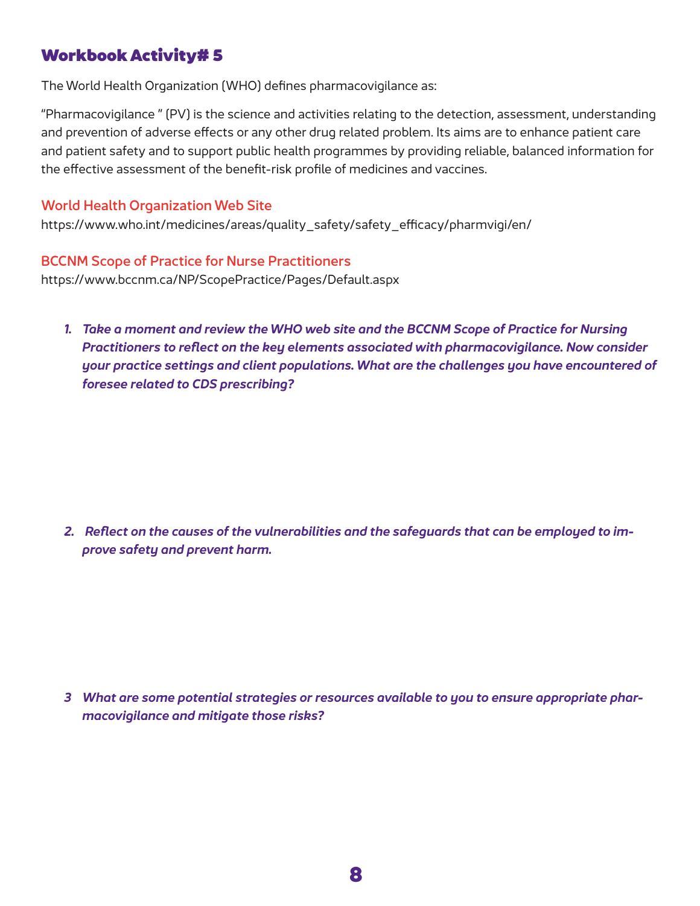## Workbook Activity# 5

The World Health Organization (WHO) defines pharmacovigilance as:

"Pharmacovigilance " (PV) is the science and activities relating to the detection, assessment, understanding and prevention of adverse effects or any other drug related problem. Its aims are to enhance patient care and patient safety and to support public health programmes by providing reliable, balanced information for the effective assessment of the benefit-risk profile of medicines and vaccines.

### World Health Organization Web Site

https://www.who.int/medicines/areas/quality_safety/safety_efficacy/pharmvigi/en/

### BCCNM Scope of Practice for Nurse Practitioners

https://www.bccnm.ca/NP/ScopePractice/Pages/Default.aspx

1. ***Take a moment and review the WHO web site and the BCCNM Scope of Practice for Nursing Practitioners to reflect on the key elements associated with pharmacovigilance. Now consider your practice settings and client populations. What are the challenges you have encountered of foresee related to CDS prescribing?***

2. ***Reflect on the causes of the vulnerabilities and the safeguards that can be employed to improve safety and prevent harm.***

3 ***What are some potential strategies or resources available to you to ensure appropriate pharmacovigilance and mitigate those risks?***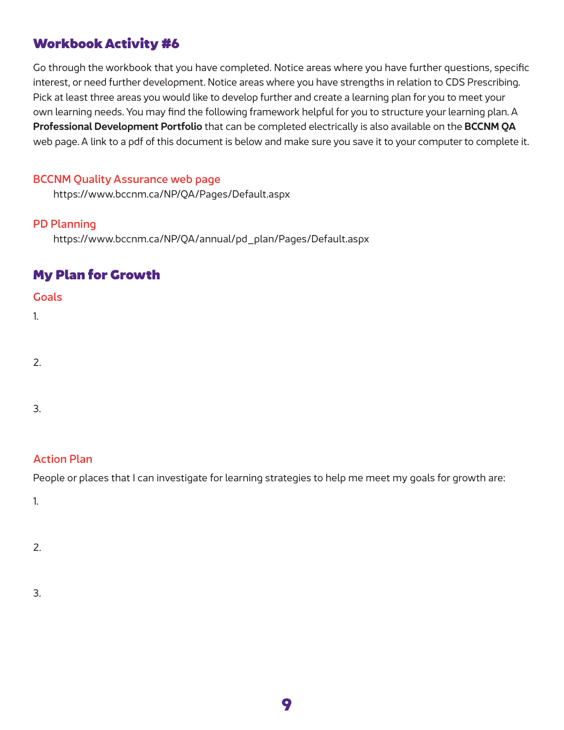## Workbook Activity #6

Go through the workbook that you have completed. Notice areas where you have further questions, specific interest, or need further development. Notice areas where you have strengths in relation to CDS Prescribing. Pick at least three areas you would like to develop further and create a learning plan for you to meet your own learning needs. You may find the following framework helpful for you to structure your learning plan. A **Professional Development Portfolio** that can be completed electrically is also available on the **BCCNM QA** web page. A link to a pdf of this document is below and make sure you save it to your computer to complete it.

### BCCNM Quality Assurance web page

https://www.bccnm.ca/NP/QA/Pages/Default.aspx

### PD Planning

https://www.bccnm.ca/NP/QA/annual/pd_plan/Pages/Default.aspx

## My Plan for Growth

### Goals

1.

2.

3.

### Action Plan

People or places that I can investigate for learning strategies to help me meet my goals for growth are:

1.

2.

3.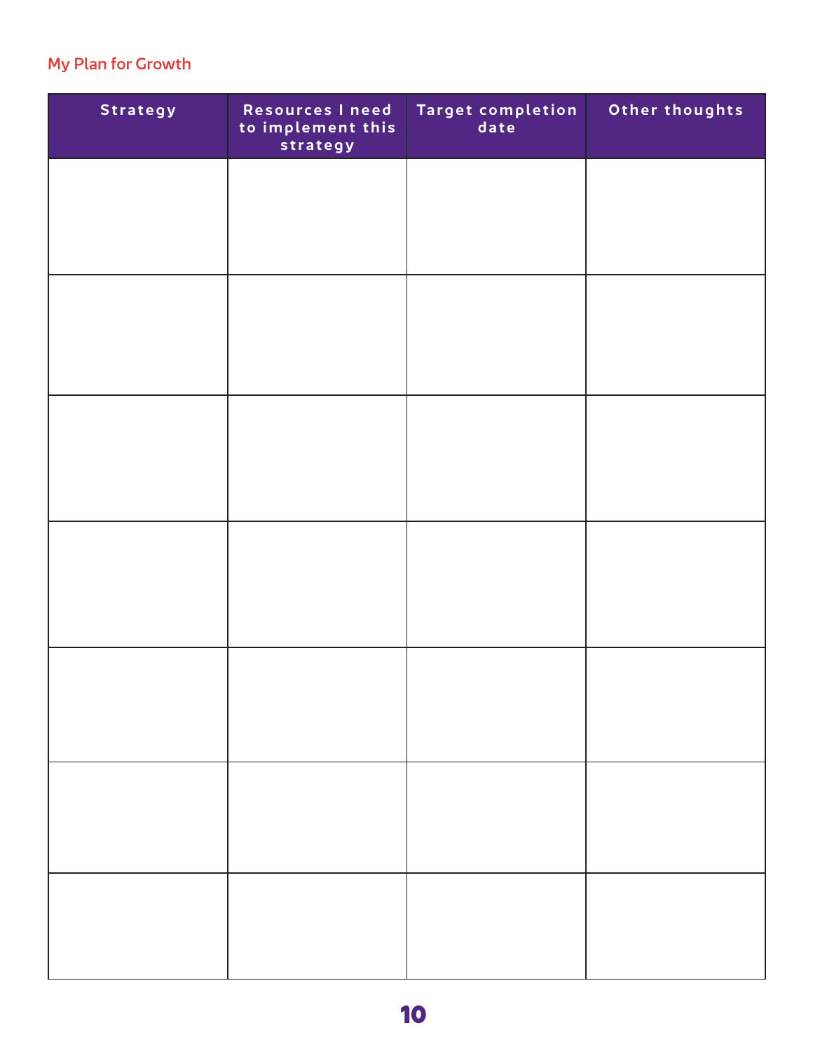## My Plan for Growth

| Strategy | Resources I need to implement this strategy | Target completion date | Other thoughts |
|---|---|---|---|
| | | | |
| | | | |
| | | | |
| | | | |
| | | | |
| | | | |
| | | | |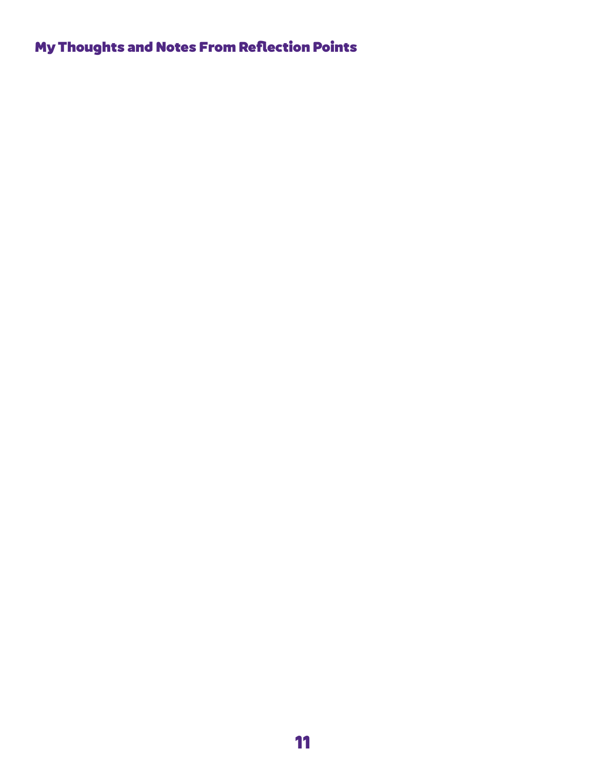## My Thoughts and Notes From Reflection Points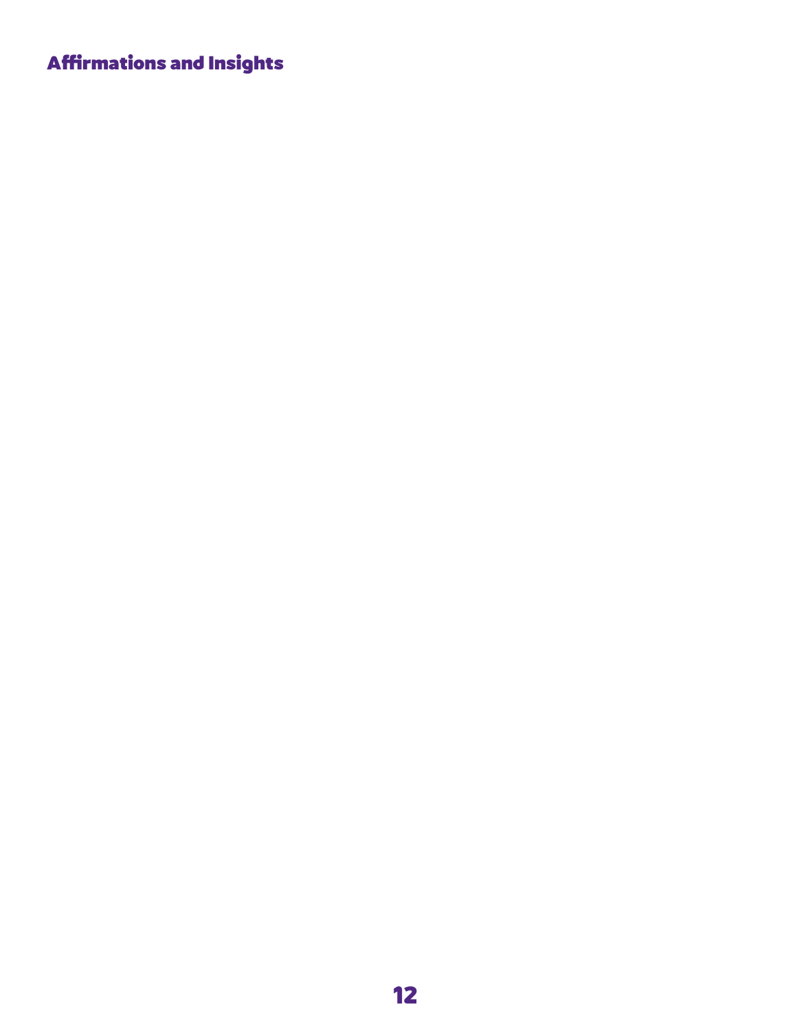## Affirmations and Insights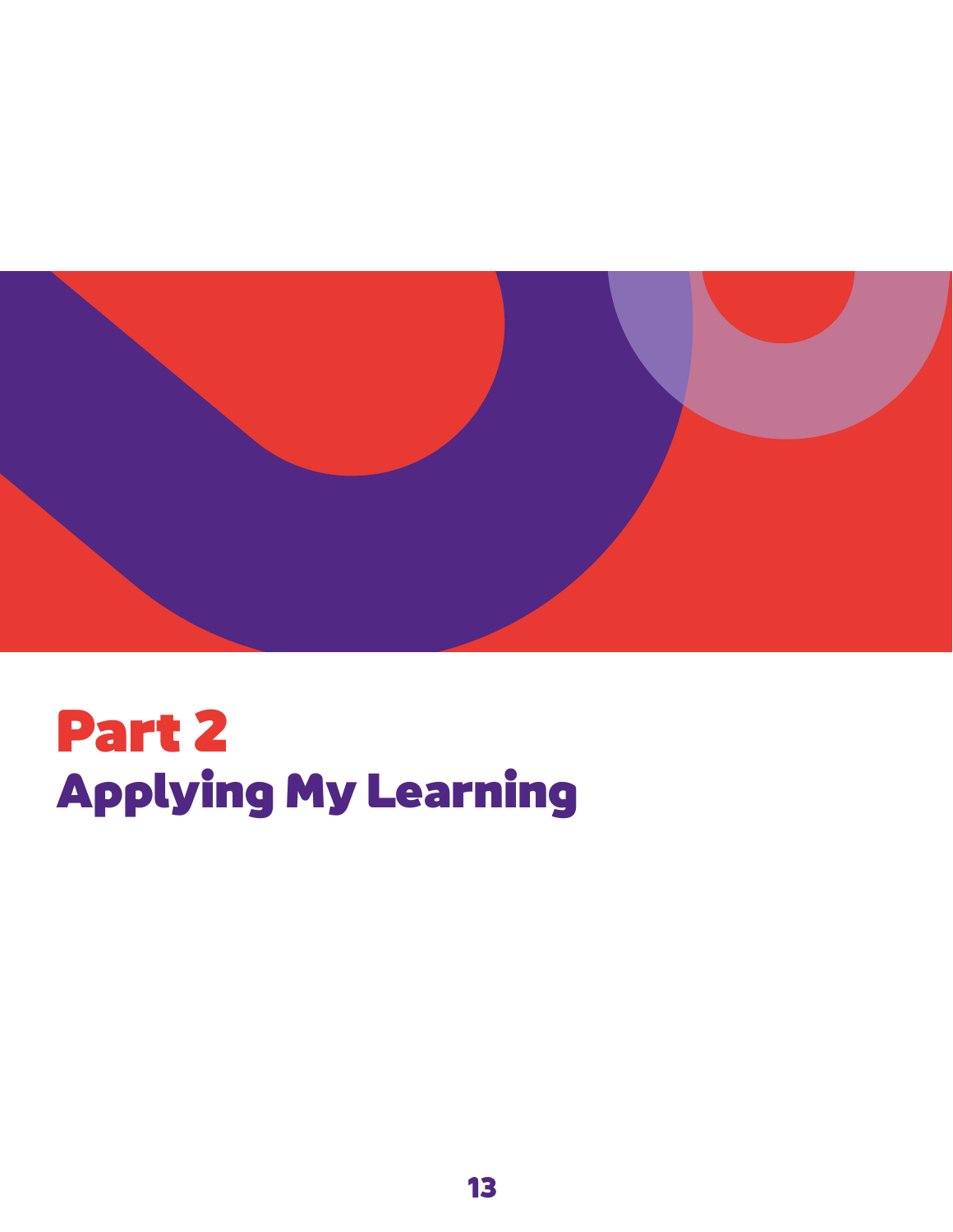# Part 2

## Applying My Learning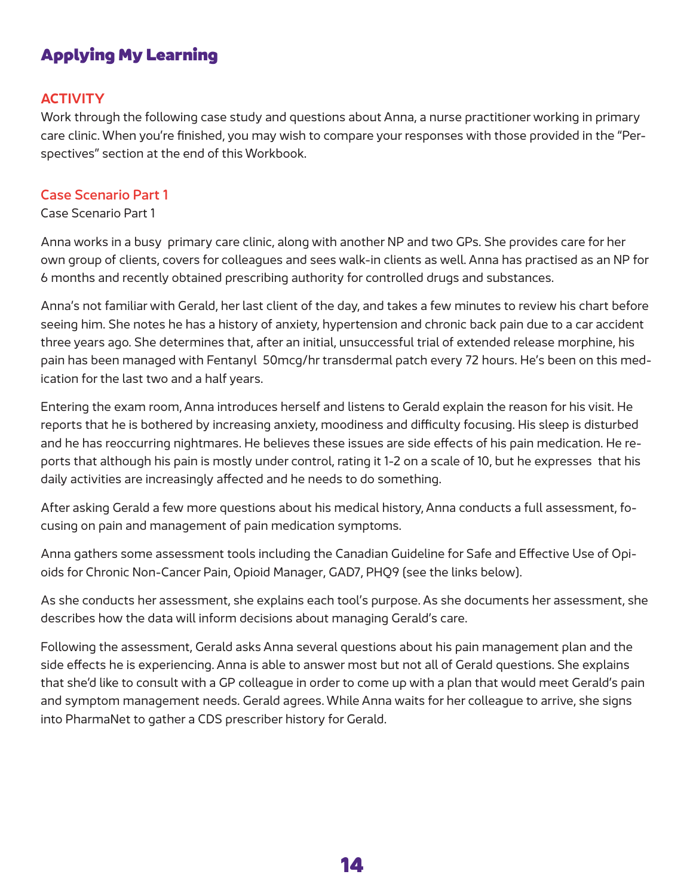# Applying My Learning

## ACTIVITY

Work through the following case study and questions about Anna, a nurse practitioner working in primary care clinic. When you're finished, you may wish to compare your responses with those provided in the "Perspectives" section at the end of this Workbook.

### Case Scenario Part 1

Case Scenario Part 1

Anna works in a busy primary care clinic, along with another NP and two GPs. She provides care for her own group of clients, covers for colleagues and sees walk-in clients as well. Anna has practised as an NP for 6 months and recently obtained prescribing authority for controlled drugs and substances.

Anna's not familiar with Gerald, her last client of the day, and takes a few minutes to review his chart before seeing him. She notes he has a history of anxiety, hypertension and chronic back pain due to a car accident three years ago. She determines that, after an initial, unsuccessful trial of extended release morphine, his pain has been managed with Fentanyl 50mcg/hr transdermal patch every 72 hours. He's been on this medication for the last two and a half years.

Entering the exam room, Anna introduces herself and listens to Gerald explain the reason for his visit. He reports that he is bothered by increasing anxiety, moodiness and difficulty focusing. His sleep is disturbed and he has reoccurring nightmares. He believes these issues are side effects of his pain medication. He reports that although his pain is mostly under control, rating it 1-2 on a scale of 10, but he expresses that his daily activities are increasingly affected and he needs to do something.

After asking Gerald a few more questions about his medical history, Anna conducts a full assessment, focusing on pain and management of pain medication symptoms.

Anna gathers some assessment tools including the Canadian Guideline for Safe and Effective Use of Opioids for Chronic Non-Cancer Pain, Opioid Manager, GAD7, PHQ9 (see the links below).

As she conducts her assessment, she explains each tool's purpose. As she documents her assessment, she describes how the data will inform decisions about managing Gerald's care.

Following the assessment, Gerald asks Anna several questions about his pain management plan and the side effects he is experiencing. Anna is able to answer most but not all of Gerald questions. She explains that she'd like to consult with a GP colleague in order to come up with a plan that would meet Gerald's pain and symptom management needs. Gerald agrees. While Anna waits for her colleague to arrive, she signs into PharmaNet to gather a CDS prescriber history for Gerald.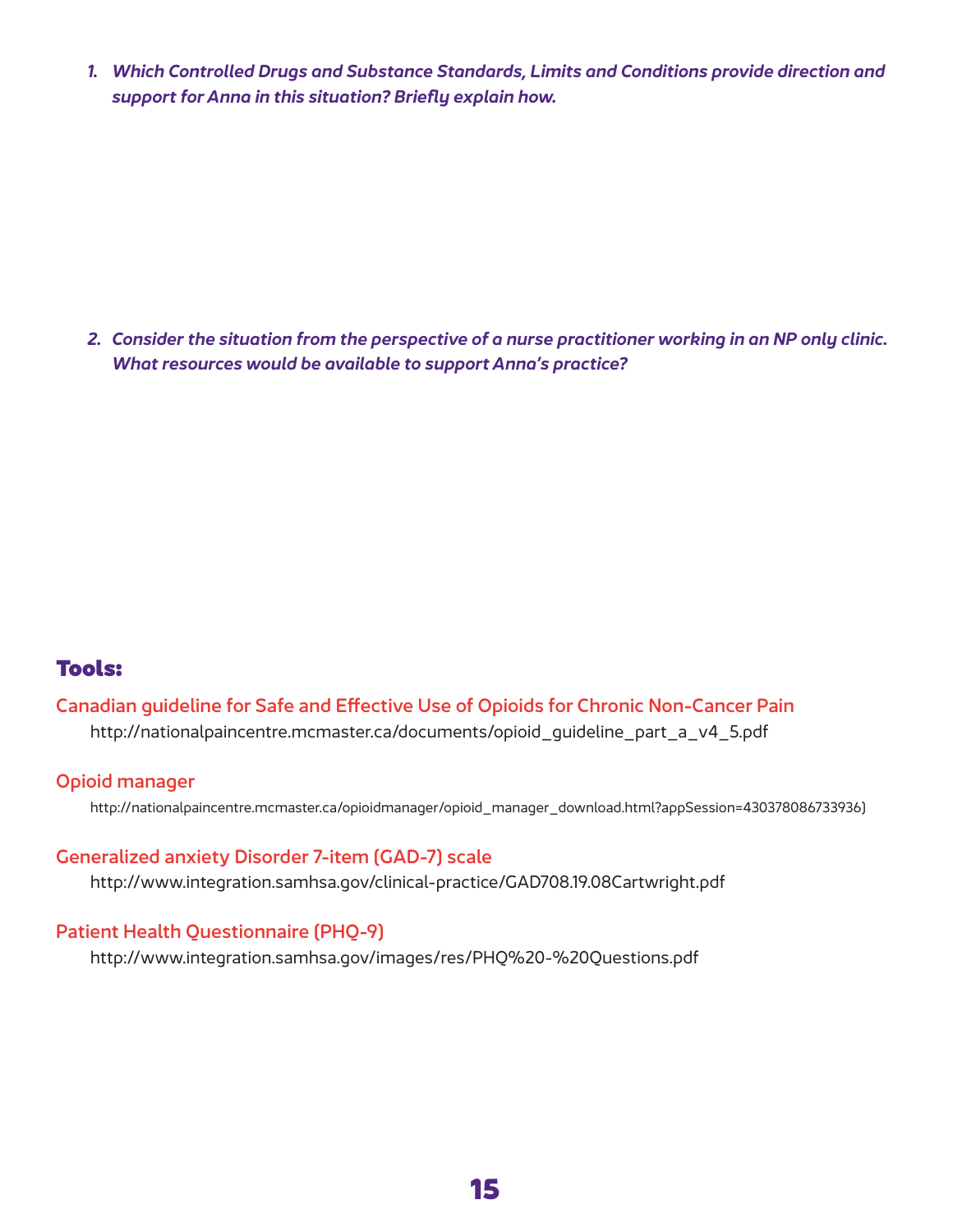1. ***Which Controlled Drugs and Substance Standards, Limits and Conditions provide direction and support for Anna in this situation? Briefly explain how.***

2. ***Consider the situation from the perspective of a nurse practitioner working in an NP only clinic. What resources would be available to support Anna's practice?***

## Tools:

**Canadian guideline for Safe and Effective Use of Opioids for Chronic Non-Cancer Pain**
http://nationalpaincentre.mcmaster.ca/documents/opioid_guideline_part_a_v4_5.pdf

**Opioid manager**
http://nationalpaincentre.mcmaster.ca/opioidmanager/opioid_manager_download.html?appSession=430378086733936)

**Generalized anxiety Disorder 7-item (GAD-7) scale**
http://www.integration.samhsa.gov/clinical-practice/GAD708.19.08Cartwright.pdf

**Patient Health Questionnaire (PHQ-9)**
http://www.integration.samhsa.gov/images/res/PHQ%20-%20Questions.pdf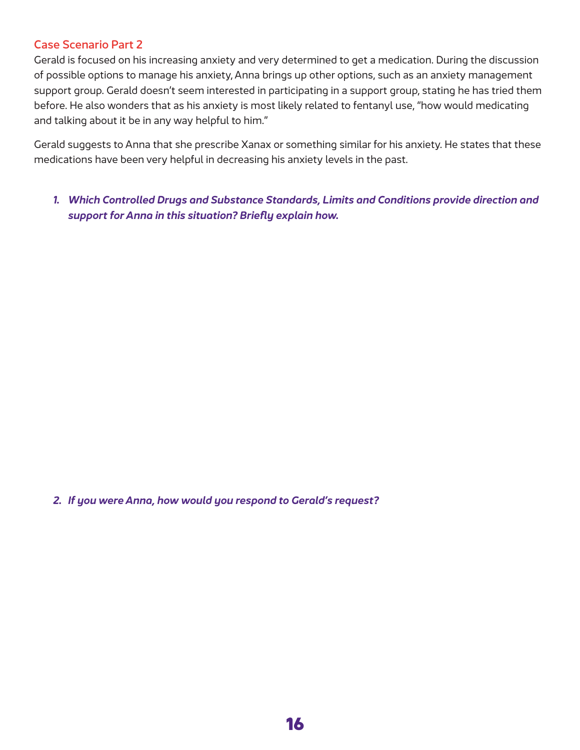## Case Scenario Part 2

Gerald is focused on his increasing anxiety and very determined to get a medication. During the discussion of possible options to manage his anxiety, Anna brings up other options, such as an anxiety management support group. Gerald doesn't seem interested in participating in a support group, stating he has tried them before. He also wonders that as his anxiety is most likely related to fentanyl use, "how would medicating and talking about it be in any way helpful to him."

Gerald suggests to Anna that she prescribe Xanax or something similar for his anxiety. He states that these medications have been very helpful in decreasing his anxiety levels in the past.

1. ***Which Controlled Drugs and Substance Standards, Limits and Conditions provide direction and support for Anna in this situation? Briefly explain how.***

2. ***If you were Anna, how would you respond to Gerald's request?***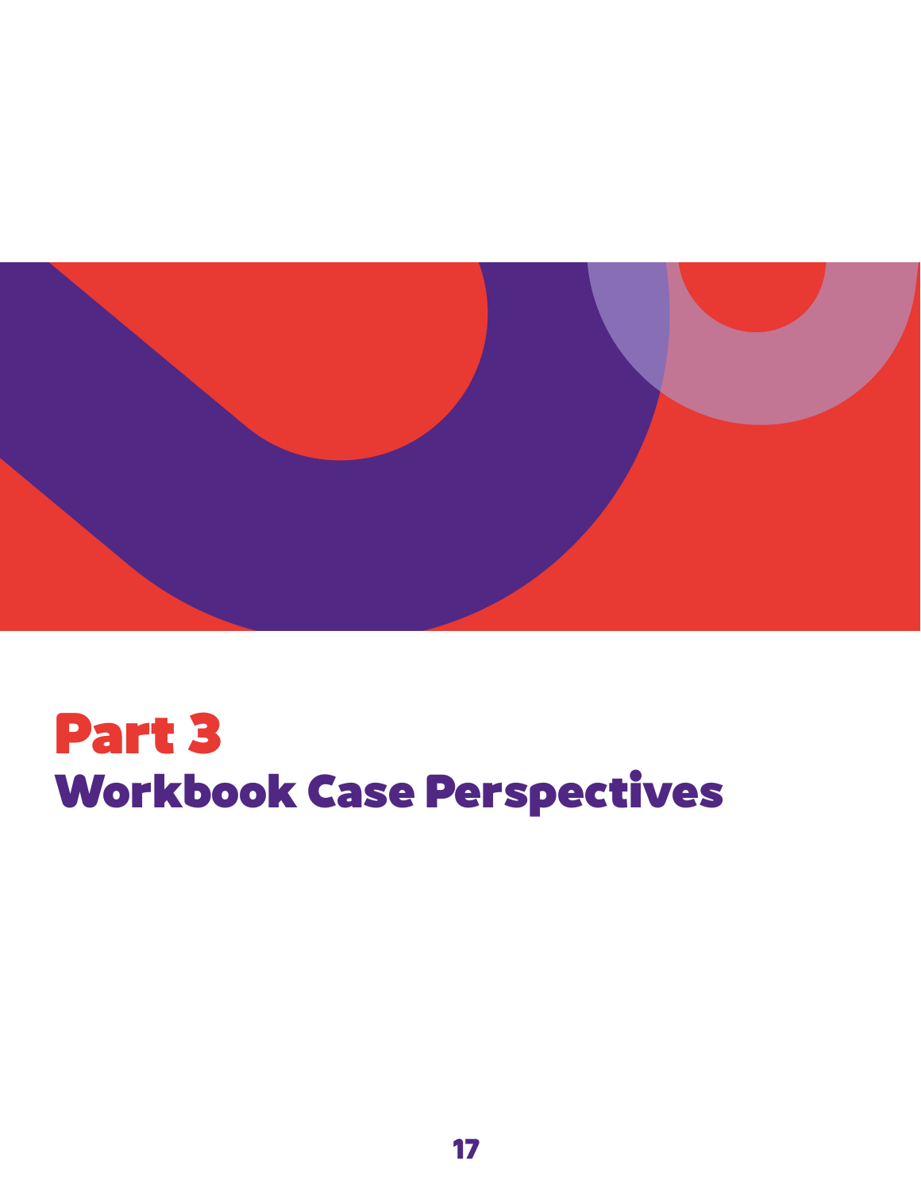# Part 3

## Workbook Case Perspectives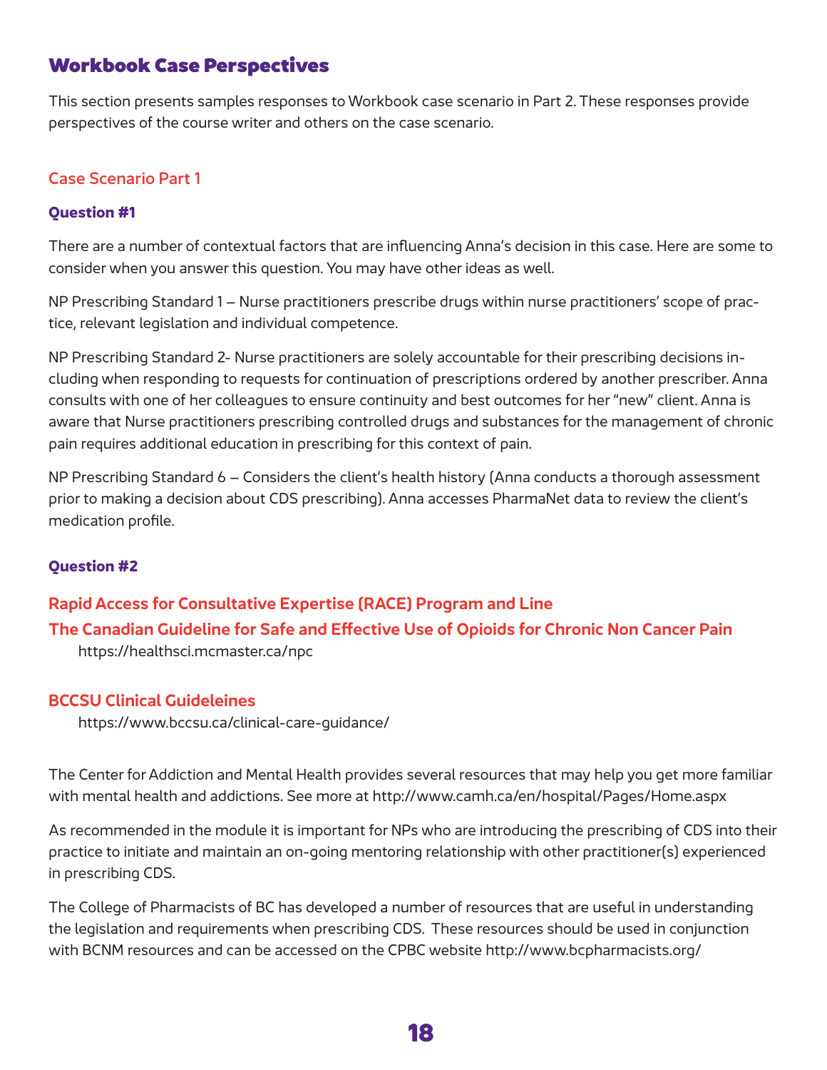## Workbook Case Perspectives

This section presents samples responses to Workbook case scenario in Part 2. These responses provide perspectives of the course writer and others on the case scenario.

### Case Scenario Part 1

#### Question #1

There are a number of contextual factors that are influencing Anna's decision in this case. Here are some to consider when you answer this question. You may have other ideas as well.

NP Prescribing Standard 1 – Nurse practitioners prescribe drugs within nurse practitioners' scope of practice, relevant legislation and individual competence.

NP Prescribing Standard 2- Nurse practitioners are solely accountable for their prescribing decisions including when responding to requests for continuation of prescriptions ordered by another prescriber. Anna consults with one of her colleagues to ensure continuity and best outcomes for her "new" client. Anna is aware that Nurse practitioners prescribing controlled drugs and substances for the management of chronic pain requires additional education in prescribing for this context of pain.

NP Prescribing Standard 6 – Considers the client's health history (Anna conducts a thorough assessment prior to making a decision about CDS prescribing). Anna accesses PharmaNet data to review the client's medication profile.

#### Question #2

**Rapid Access for Consultative Expertise (RACE) Program and Line**

**The Canadian Guideline for Safe and Effective Use of Opioids for Chronic Non Cancer Pain**

https://healthsci.mcmaster.ca/npc

**BCCSU Clinical Guideleines**

https://www.bccsu.ca/clinical-care-guidance/

The Center for Addiction and Mental Health provides several resources that may help you get more familiar with mental health and addictions. See more at http://www.camh.ca/en/hospital/Pages/Home.aspx

As recommended in the module it is important for NPs who are introducing the prescribing of CDS into their practice to initiate and maintain an on-going mentoring relationship with other practitioner(s) experienced in prescribing CDS.

The College of Pharmacists of BC has developed a number of resources that are useful in understanding the legislation and requirements when prescribing CDS. These resources should be used in conjunction with BCNM resources and can be accessed on the CPBC website http://www.bcpharmacists.org/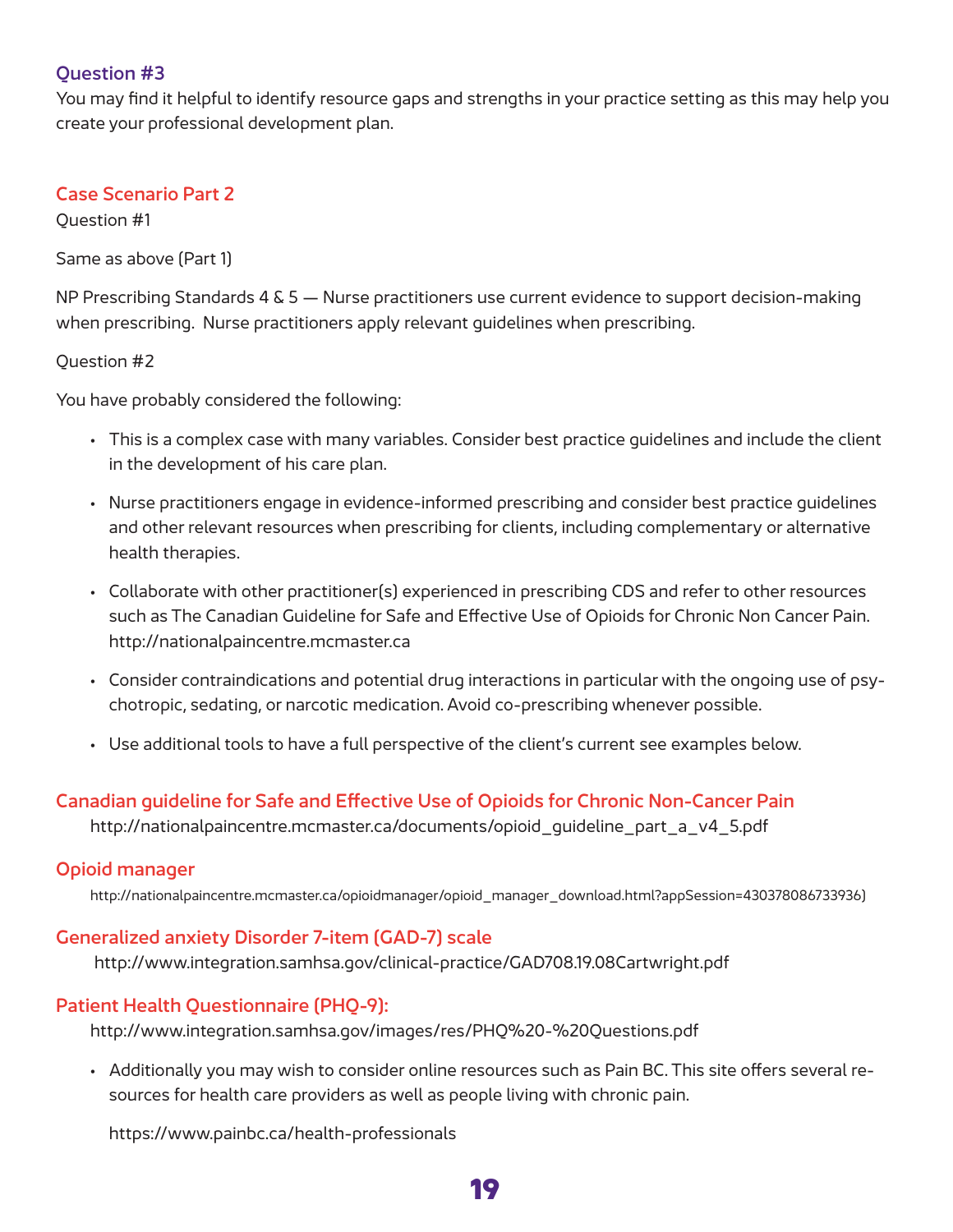### Question #3

You may find it helpful to identify resource gaps and strengths in your practice setting as this may help you create your professional development plan.

### Case Scenario Part 2

Question #1

Same as above (Part 1)

NP Prescribing Standards 4 & 5 — Nurse practitioners use current evidence to support decision-making when prescribing. Nurse practitioners apply relevant guidelines when prescribing.

Question #2

You have probably considered the following:

- This is a complex case with many variables. Consider best practice guidelines and include the client in the development of his care plan.
- Nurse practitioners engage in evidence-informed prescribing and consider best practice guidelines and other relevant resources when prescribing for clients, including complementary or alternative health therapies.
- Collaborate with other practitioner(s) experienced in prescribing CDS and refer to other resources such as The Canadian Guideline for Safe and Effective Use of Opioids for Chronic Non Cancer Pain. http://nationalpaincentre.mcmaster.ca
- Consider contraindications and potential drug interactions in particular with the ongoing use of psychotropic, sedating, or narcotic medication. Avoid co-prescribing whenever possible.
- Use additional tools to have a full perspective of the client's current see examples below.

### Canadian guideline for Safe and Effective Use of Opioids for Chronic Non-Cancer Pain

http://nationalpaincentre.mcmaster.ca/documents/opioid_guideline_part_a_v4_5.pdf

### Opioid manager

http://nationalpaincentre.mcmaster.ca/opioidmanager/opioid_manager_download.html?appSession=430378086733936)

### Generalized anxiety Disorder 7-item (GAD-7) scale

http://www.integration.samhsa.gov/clinical-practice/GAD708.19.08Cartwright.pdf

### Patient Health Questionnaire (PHQ-9):

http://www.integration.samhsa.gov/images/res/PHQ%20-%20Questions.pdf

- Additionally you may wish to consider online resources such as Pain BC. This site offers several resources for health care providers as well as people living with chronic pain.

  https://www.painbc.ca/health-professionals